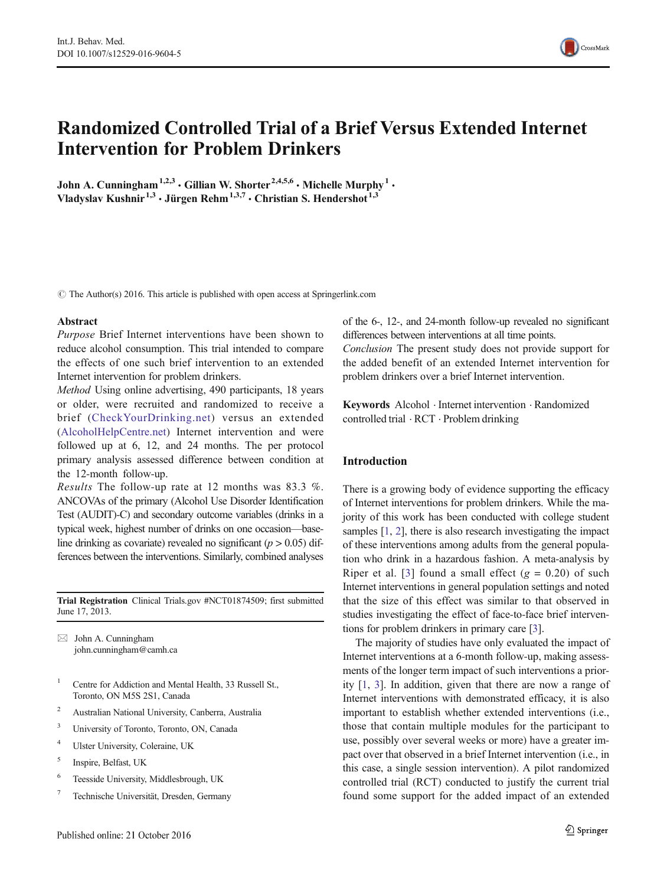# Randomized Controlled Trial of a Brief Versus Extended Internet Intervention for Problem Drinkers

**John A. Cunningham**[1,2,3] **· Gillian W. Shorter**[2,4,5,6] **· Michelle Murphy**[1] **· Vladyslav Kushnir**[1,3] **· Jürgen Rehm**[1,3,7] **· Christian S. Hendershot**[1,3]

© The Author(s) 2016. This article is published with open access at Springerlink.com

## Abstract

*Purpose* Brief Internet interventions have been shown to reduce alcohol consumption. This trial intended to compare the effects of one such brief intervention to an extended Internet intervention for problem drinkers.

*Method* Using online advertising, 490 participants, 18 years or older, were recruited and randomized to receive a brief (CheckYourDrinking.net) versus an extended (AlcoholHelpCentre.net) Internet intervention and were followed up at 6, 12, and 24 months. The per protocol primary analysis assessed difference between condition at the 12-month follow-up.

*Results* The follow-up rate at 12 months was 83.3 %. ANCOVAs of the primary (Alcohol Use Disorder Identification Test (AUDIT)-C) and secondary outcome variables (drinks in a typical week, highest number of drinks on one occasion—baseline drinking as covariate) revealed no significant ($p > 0.05$) differences between the interventions. Similarly, combined analyses of the 6-, 12-, and 24-month follow-up revealed no significant differences between interventions at all time points.

*Conclusion* The present study does not provide support for the added benefit of an extended Internet intervention for problem drinkers over a brief Internet intervention.

**Keywords** Alcohol · Internet intervention · Randomized controlled trial · RCT · Problem drinking

**Trial Registration** Clinical Trials.gov #NCT01874509; first submitted June 17, 2013.

✉ John A. Cunningham
john.cunningham@camh.ca

1. Centre for Addiction and Mental Health, 33 Russell St., Toronto, ON M5S 2S1, Canada
2. Australian National University, Canberra, Australia
3. University of Toronto, Toronto, ON, Canada
4. Ulster University, Coleraine, UK
5. Inspire, Belfast, UK
6. Teesside University, Middlesbrough, UK
7. Technische Universität, Dresden, Germany

## Introduction

There is a growing body of evidence supporting the efficacy of Internet interventions for problem drinkers. While the majority of this work has been conducted with college student samples [1, 2], there is also research investigating the impact of these interventions among adults from the general population who drink in a hazardous fashion. A meta-analysis by Riper et al. [3] found a small effect ($g = 0.20$) of such Internet interventions in general population settings and noted that the size of this effect was similar to that observed in studies investigating the effect of face-to-face brief interventions for problem drinkers in primary care [3].

The majority of studies have only evaluated the impact of Internet interventions at a 6-month follow-up, making assessments of the longer term impact of such interventions a priority [1, 3]. In addition, given that there are now a range of Internet interventions with demonstrated efficacy, it is also important to establish whether extended interventions (i.e., those that contain multiple modules for the participant to use, possibly over several weeks or more) have a greater impact over that observed in a brief Internet intervention (i.e., in this case, a single session intervention). A pilot randomized controlled trial (RCT) conducted to justify the current trial found some support for the added impact of an extended

Published online: 21 October 2016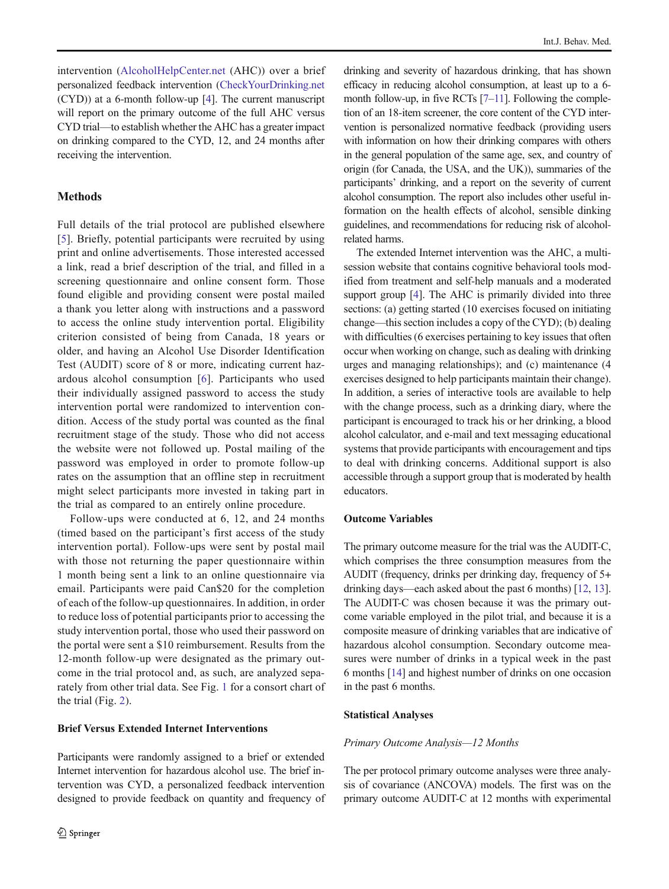intervention (AlcoholHelpCenter.net (AHC)) over a brief personalized feedback intervention (CheckYourDrinking.net (CYD)) at a 6-month follow-up [4]. The current manuscript will report on the primary outcome of the full AHC versus CYD trial—to establish whether the AHC has a greater impact on drinking compared to the CYD, 12, and 24 months after receiving the intervention.

## Methods

Full details of the trial protocol are published elsewhere [5]. Briefly, potential participants were recruited by using print and online advertisements. Those interested accessed a link, read a brief description of the trial, and filled in a screening questionnaire and online consent form. Those found eligible and providing consent were postal mailed a thank you letter along with instructions and a password to access the online study intervention portal. Eligibility criterion consisted of being from Canada, 18 years or older, and having an Alcohol Use Disorder Identification Test (AUDIT) score of 8 or more, indicating current hazardous alcohol consumption [6]. Participants who used their individually assigned password to access the study intervention portal were randomized to intervention condition. Access of the study portal was counted as the final recruitment stage of the study. Those who did not access the website were not followed up. Postal mailing of the password was employed in order to promote follow-up rates on the assumption that an offline step in recruitment might select participants more invested in taking part in the trial as compared to an entirely online procedure.

Follow-ups were conducted at 6, 12, and 24 months (timed based on the participant's first access of the study intervention portal). Follow-ups were sent by postal mail with those not returning the paper questionnaire within 1 month being sent a link to an online questionnaire via email. Participants were paid Can$20 for the completion of each of the follow-up questionnaires. In addition, in order to reduce loss of potential participants prior to accessing the study intervention portal, those who used their password on the portal were sent a $10 reimbursement. Results from the 12-month follow-up were designated as the primary outcome in the trial protocol and, as such, are analyzed separately from other trial data. See Fig. 1 for a consort chart of the trial (Fig. 2).

### Brief Versus Extended Internet Interventions

Participants were randomly assigned to a brief or extended Internet intervention for hazardous alcohol use. The brief intervention was CYD, a personalized feedback intervention designed to provide feedback on quantity and frequency of drinking and severity of hazardous drinking, that has shown efficacy in reducing alcohol consumption, at least up to a 6-month follow-up, in five RCTs [7–11]. Following the completion of an 18-item screener, the core content of the CYD intervention is personalized normative feedback (providing users with information on how their drinking compares with others in the general population of the same age, sex, and country of origin (for Canada, the USA, and the UK)), summaries of the participants' drinking, and a report on the severity of current alcohol consumption. The report also includes other useful information on the health effects of alcohol, sensible dinking guidelines, and recommendations for reducing risk of alcohol-related harms.

The extended Internet intervention was the AHC, a multi-session website that contains cognitive behavioral tools modified from treatment and self-help manuals and a moderated support group [4]. The AHC is primarily divided into three sections: (a) getting started (10 exercises focused on initiating change—this section includes a copy of the CYD); (b) dealing with difficulties (6 exercises pertaining to key issues that often occur when working on change, such as dealing with drinking urges and managing relationships); and (c) maintenance (4 exercises designed to help participants maintain their change). In addition, a series of interactive tools are available to help with the change process, such as a drinking diary, where the participant is encouraged to track his or her drinking, a blood alcohol calculator, and e-mail and text messaging educational systems that provide participants with encouragement and tips to deal with drinking concerns. Additional support is also accessible through a support group that is moderated by health educators.

### Outcome Variables

The primary outcome measure for the trial was the AUDIT-C, which comprises the three consumption measures from the AUDIT (frequency, drinks per drinking day, frequency of 5+ drinking days—each asked about the past 6 months) [12, 13]. The AUDIT-C was chosen because it was the primary outcome variable employed in the pilot trial, and because it is a composite measure of drinking variables that are indicative of hazardous alcohol consumption. Secondary outcome measures were number of drinks in a typical week in the past 6 months [14] and highest number of drinks on one occasion in the past 6 months.

### Statistical Analyses

#### *Primary Outcome Analysis—12 Months*

The per protocol primary outcome analyses were three analysis of covariance (ANCOVA) models. The first was on the primary outcome AUDIT-C at 12 months with experimental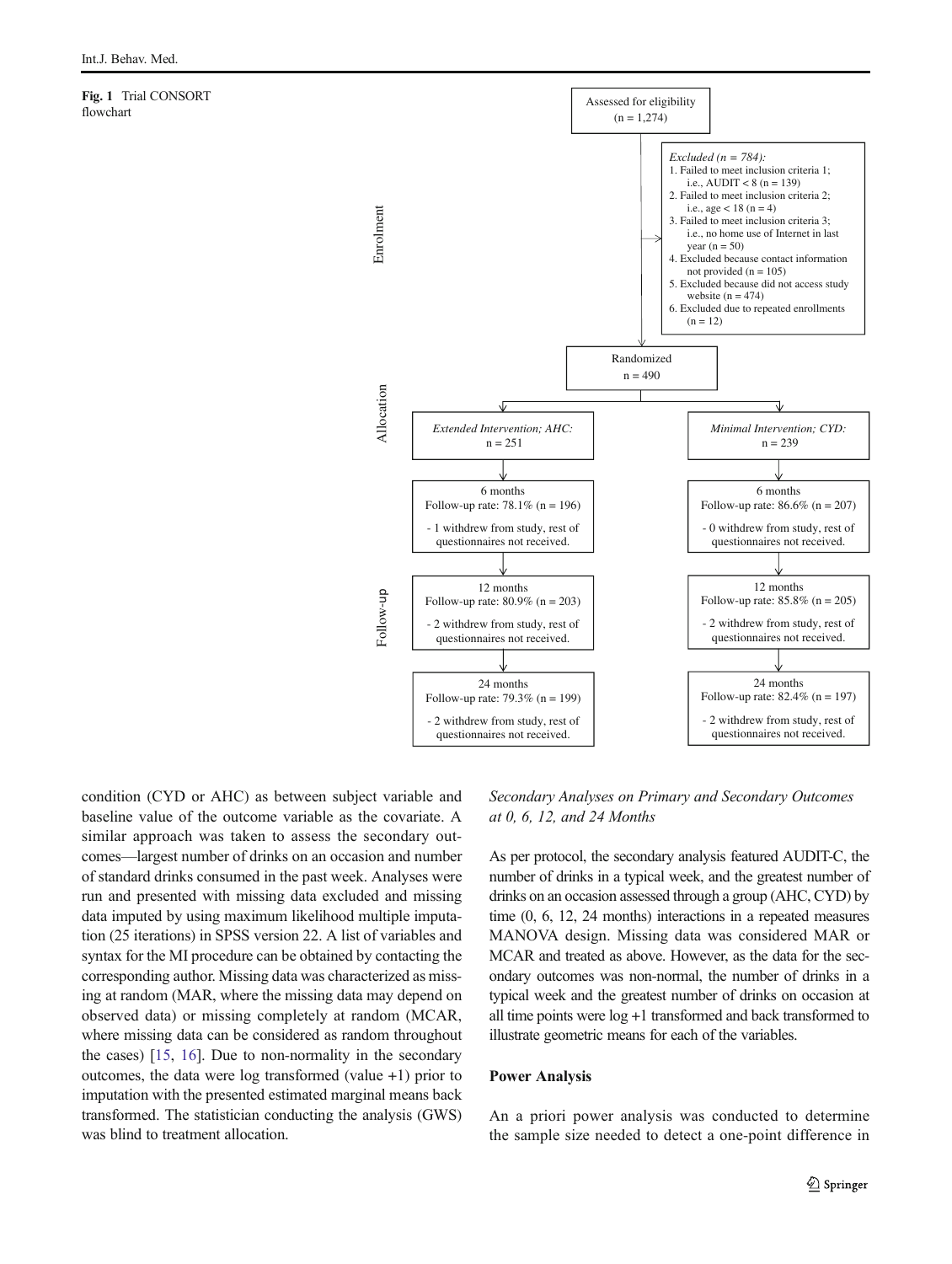**Fig. 1** Trial CONSORT flowchart

**Enrolment**

Assessed for eligibility (n = 1,274)

*Excluded (n = 784):*
1. Failed to meet inclusion criteria 1; i.e., AUDIT < 8 (n = 139)
2. Failed to meet inclusion criteria 2; i.e., age < 18 (n = 4)
3. Failed to meet inclusion criteria 3; i.e., no home use of Internet in last year (n = 50)
4. Excluded because contact information not provided (n = 105)
5. Excluded because did not access study website (n = 474)
6. Excluded due to repeated enrollments (n = 12)

Randomized n = 490

**Allocation**

| *Extended Intervention; AHC:* n = 251 | *Minimal Intervention; CYD:* n = 239 |
|---|---|

**Follow-up**

| Extended Intervention; AHC | Minimal Intervention; CYD |
|---|---|
| 6 months Follow-up rate: 78.1% (n = 196) - 1 withdrew from study, rest of questionnaires not received. | 6 months Follow-up rate: 86.6% (n = 207) - 0 withdrew from study, rest of questionnaires not received. |
| 12 months Follow-up rate: 80.9% (n = 203) - 2 withdrew from study, rest of questionnaires not received. | 12 months Follow-up rate: 85.8% (n = 205) - 2 withdrew from study, rest of questionnaires not received. |
| 24 months Follow-up rate: 79.3% (n = 199) - 2 withdrew from study, rest of questionnaires not received. | 24 months Follow-up rate: 82.4% (n = 197) - 2 withdrew from study, rest of questionnaires not received. |

condition (CYD or AHC) as between subject variable and baseline value of the outcome variable as the covariate. A similar approach was taken to assess the secondary outcomes—largest number of drinks on an occasion and number of standard drinks consumed in the past week. Analyses were run and presented with missing data excluded and missing data imputed by using maximum likelihood multiple imputation (25 iterations) in SPSS version 22. A list of variables and syntax for the MI procedure can be obtained by contacting the corresponding author. Missing data was characterized as missing at random (MAR, where the missing data may depend on observed data) or missing completely at random (MCAR, where missing data can be considered as random throughout the cases) [15, 16]. Due to non-normality in the secondary outcomes, the data were log transformed (value +1) prior to imputation with the presented estimated marginal means back transformed. The statistician conducting the analysis (GWS) was blind to treatment allocation.

### *Secondary Analyses on Primary and Secondary Outcomes at 0, 6, 12, and 24 Months*

As per protocol, the secondary analysis featured AUDIT-C, the number of drinks in a typical week, and the greatest number of drinks on an occasion assessed through a group (AHC, CYD) by time (0, 6, 12, 24 months) interactions in a repeated measures MANOVA design. Missing data was considered MAR or MCAR and treated as above. However, as the data for the secondary outcomes was non-normal, the number of drinks in a typical week and the greatest number of drinks on occasion at all time points were log +1 transformed and back transformed to illustrate geometric means for each of the variables.

## **Power Analysis**

An a priori power analysis was conducted to determine the sample size needed to detect a one-point difference in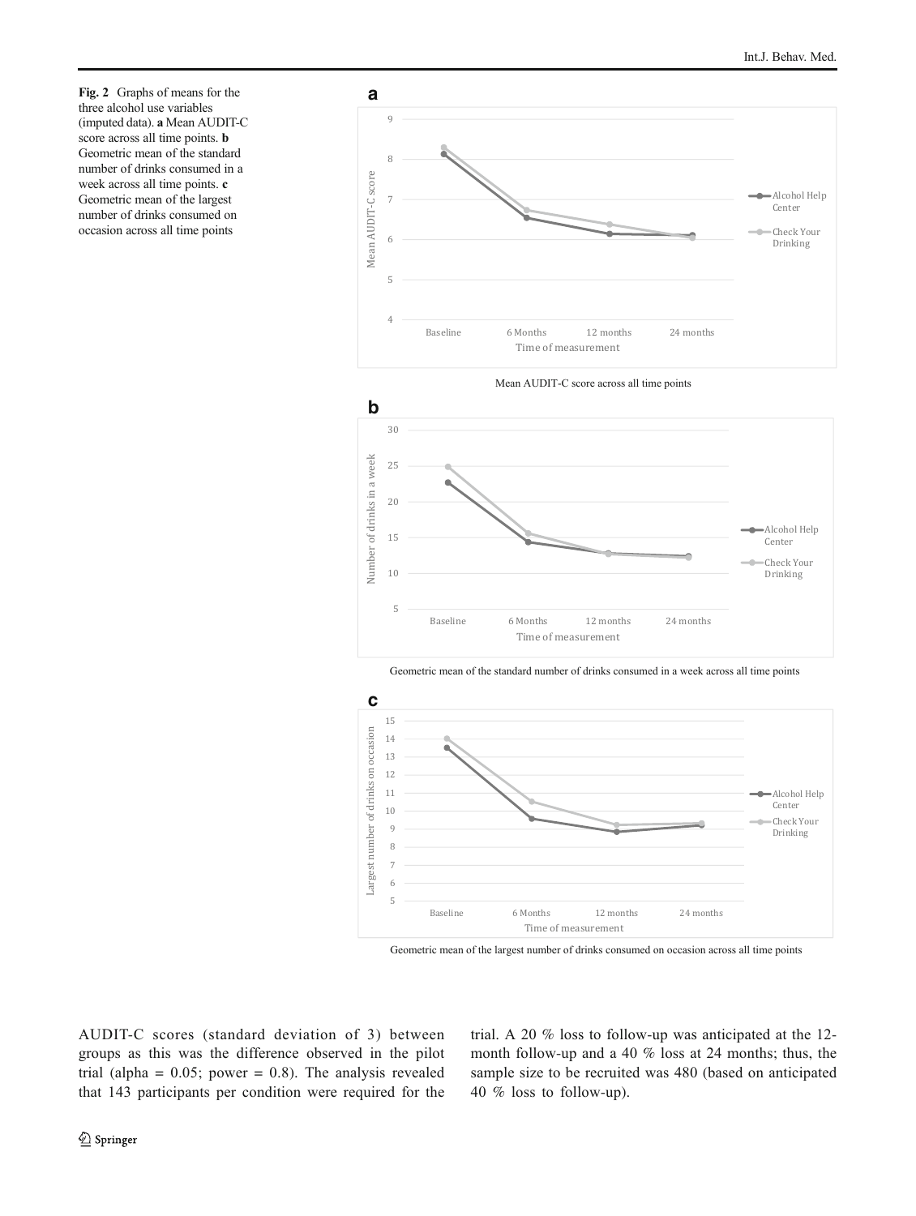**Fig. 2** Graphs of means for the three alcohol use variables (imputed data). **a** Mean AUDIT-C score across all time points. **b** Geometric mean of the standard number of drinks consumed in a week across all time points. **c** Geometric mean of the largest number of drinks consumed on occasion across all time points

Mean AUDIT-C score across all time points

Geometric mean of the standard number of drinks consumed in a week across all time points

Geometric mean of the largest number of drinks consumed on occasion across all time points

AUDIT-C scores (standard deviation of 3) between groups as this was the difference observed in the pilot trial (alpha = 0.05; power = 0.8). The analysis revealed that 143 participants per condition were required for the trial. A 20 % loss to follow-up was anticipated at the 12-month follow-up and a 40 % loss at 24 months; thus, the sample size to be recruited was 480 (based on anticipated 40 % loss to follow-up).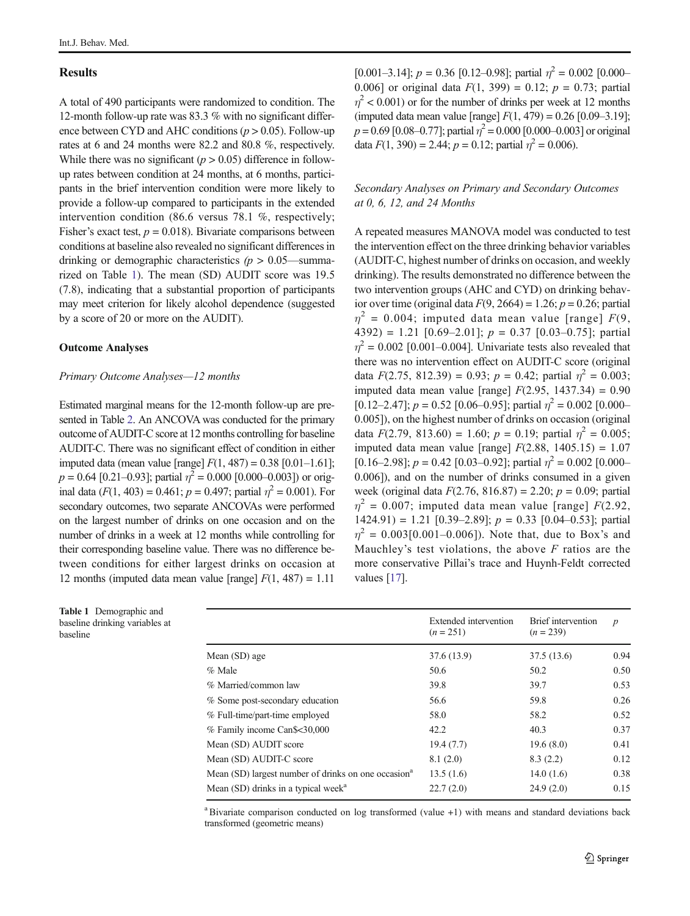## Results

A total of 490 participants were randomized to condition. The 12-month follow-up rate was 83.3 % with no significant difference between CYD and AHC conditions ($p > 0.05$). Follow-up rates at 6 and 24 months were 82.2 and 80.8 %, respectively. While there was no significant ($p > 0.05$) difference in follow-up rates between condition at 24 months, at 6 months, participants in the brief intervention condition were more likely to provide a follow-up compared to participants in the extended intervention condition (86.6 versus 78.1 %, respectively; Fisher's exact test, $p = 0.018$). Bivariate comparisons between conditions at baseline also revealed no significant differences in drinking or demographic characteristics ($p > 0.05$—summarized on Table 1). The mean (SD) AUDIT score was 19.5 (7.8), indicating that a substantial proportion of participants may meet criterion for likely alcohol dependence (suggested by a score of 20 or more on the AUDIT).

### Outcome Analyses

*Primary Outcome Analyses—12 months*

Estimated marginal means for the 12-month follow-up are presented in Table 2. An ANCOVA was conducted for the primary outcome of AUDIT-C score at 12 months controlling for baseline AUDIT-C. There was no significant effect of condition in either imputed data (mean value [range] $F(1, 487) = 0.38$ [0.01–1.61]; $p = 0.64$ [0.21–0.93]; partial $\eta^2 = 0.000$ [0.000–0.003]) or original data ($F(1, 403) = 0.461$; $p = 0.497$; partial $\eta^2 = 0.001$). For secondary outcomes, two separate ANCOVAs were performed on the largest number of drinks on one occasion and on the number of drinks in a week at 12 months while controlling for their corresponding baseline value. There was no difference between conditions for either largest drinks on occasion at 12 months (imputed data mean value [range] $F(1, 487) = 1.11$ [0.001–3.14]; $p = 0.36$ [0.12–0.98]; partial $\eta^2 = 0.002$ [0.000–0.006] or original data $F(1, 399) = 0.12$; $p = 0.73$; partial $\eta^2 < 0.001$) or for the number of drinks per week at 12 months (imputed data mean value [range] $F(1, 479) = 0.26$ [0.09–3.19]; $p = 0.69$ [0.08–0.77]; partial $\eta^2 = 0.000$ [0.000–0.003] or original data $F(1, 390) = 2.44$; $p = 0.12$; partial $\eta^2 = 0.006$).

*Secondary Analyses on Primary and Secondary Outcomes at 0, 6, 12, and 24 Months*

A repeated measures MANOVA model was conducted to test the intervention effect on the three drinking behavior variables (AUDIT-C, highest number of drinks on occasion, and weekly drinking). The results demonstrated no difference between the two intervention groups (AHC and CYD) on drinking behavior over time (original data $F(9, 2664) = 1.26$; $p = 0.26$; partial $\eta^2 = 0.004$; imputed data mean value [range] $F(9, 4392) = 1.21$ [0.69–2.01]; $p = 0.37$ [0.03–0.75]; partial $\eta^2 = 0.002$ [0.001–0.004]. Univariate tests also revealed that there was no intervention effect on AUDIT-C score (original data $F(2.75, 812.39) = 0.93$; $p = 0.42$; partial $\eta^2 = 0.003$; imputed data mean value [range] $F(2.95, 1437.34) = 0.90$ [0.12–2.47]; $p = 0.52$ [0.06–0.95]; partial $\eta^2 = 0.002$ [0.000–0.005]), on the highest number of drinks on occasion (original data $F(2.79, 813.60) = 1.60$; $p = 0.19$; partial $\eta^2 = 0.005$; imputed data mean value [range] $F(2.88, 1405.15) = 1.07$ [0.16–2.98]; $p = 0.42$ [0.03–0.92]; partial $\eta^2 = 0.002$ [0.000–0.006]), and on the number of drinks consumed in a given week (original data $F(2.76, 816.87) = 2.20$; $p = 0.09$; partial $\eta^2 = 0.007$; imputed data mean value [range] $F(2.92, 1424.91) = 1.21$ [0.39–2.89]; $p = 0.33$ [0.04–0.53]; partial $\eta^2 = 0.003$[0.001–0.006]). Note that, due to Box's and Mauchley's test violations, the above $F$ ratios are the more conservative Pillai's trace and Huynh-Feldt corrected values [17].

**Table 1** Demographic and baseline drinking variables at baseline

| | Extended intervention ($n = 251$) | Brief intervention ($n = 239$) | $p$ |
|---|---|---|---|
| Mean (SD) age | 37.6 (13.9) | 37.5 (13.6) | 0.94 |
| % Male | 50.6 | 50.2 | 0.50 |
| % Married/common law | 39.8 | 39.7 | 0.53 |
| % Some post-secondary education | 56.6 | 59.8 | 0.26 |
| % Full-time/part-time employed | 58.0 | 58.2 | 0.52 |
| % Family income Can$<30,000 | 42.2 | 40.3 | 0.37 |
| Mean (SD) AUDIT score | 19.4 (7.7) | 19.6 (8.0) | 0.41 |
| Mean (SD) AUDIT-C score | 8.1 (2.0) | 8.3 (2.2) | 0.12 |
| Mean (SD) largest number of drinks on one occasion[a] | 13.5 (1.6) | 14.0 (1.6) | 0.38 |
| Mean (SD) drinks in a typical week[a] | 22.7 (2.0) | 24.9 (2.0) | 0.15 |

[a] Bivariate comparison conducted on log transformed (value +1) with means and standard deviations back transformed (geometric means)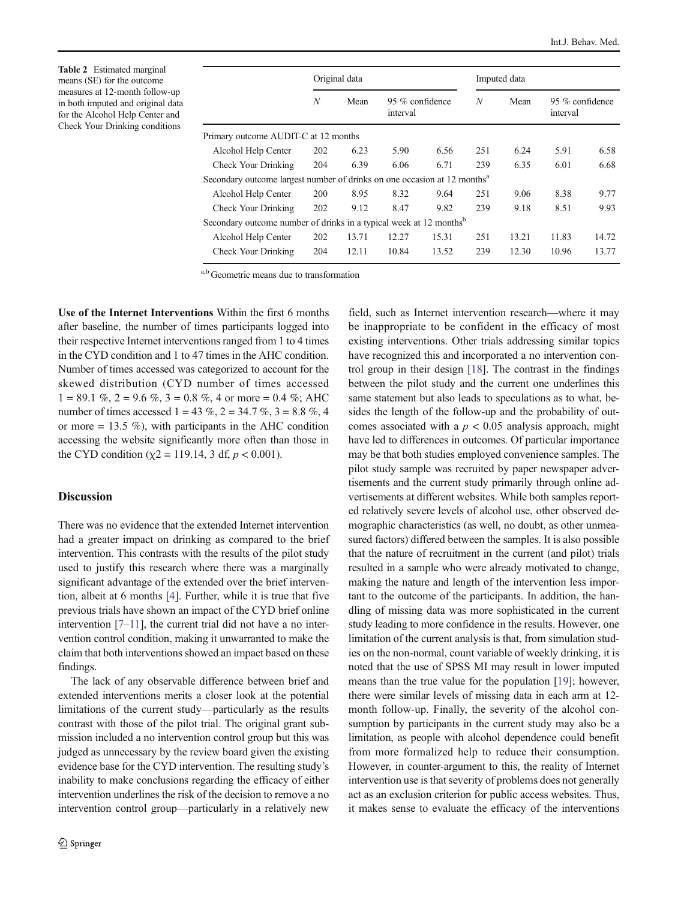**Table 2** Estimated marginal means (SE) for the outcome measures at 12-month follow-up in both imputed and original data for the Alcohol Help Center and Check Your Drinking conditions

| | Original data | | | | Imputed data | | | |
|---|---|---|---|---|---|---|---|---|
| | *N* | Mean | 95 % confidence interval | | *N* | Mean | 95 % confidence interval | |
| Primary outcome AUDIT-C at 12 months | | | | | | | | |
| Alcohol Help Center | 202 | 6.23 | 5.90 | 6.56 | 251 | 6.24 | 5.91 | 6.58 |
| Check Your Drinking | 204 | 6.39 | 6.06 | 6.71 | 239 | 6.35 | 6.01 | 6.68 |
| Secondary outcome largest number of drinks on one occasion at 12 months[a] | | | | | | | | |
| Alcohol Help Center | 200 | 8.95 | 8.32 | 9.64 | 251 | 9.06 | 8.38 | 9.77 |
| Check Your Drinking | 202 | 9.12 | 8.47 | 9.82 | 239 | 9.18 | 8.51 | 9.93 |
| Secondary outcome number of drinks in a typical week at 12 months[b] | | | | | | | | |
| Alcohol Help Center | 202 | 13.71 | 12.27 | 15.31 | 251 | 13.21 | 11.83 | 14.72 |
| Check Your Drinking | 204 | 12.11 | 10.84 | 13.52 | 239 | 12.30 | 10.96 | 13.77 |

[a,b] Geometric means due to transformation

**Use of the Internet Interventions** Within the first 6 months after baseline, the number of times participants logged into their respective Internet interventions ranged from 1 to 4 times in the CYD condition and 1 to 47 times in the AHC condition. Number of times accessed was categorized to account for the skewed distribution (CYD number of times accessed 1 = 89.1 %, 2 = 9.6 %, 3 = 0.8 %, 4 or more = 0.4 %; AHC number of times accessed 1 = 43 %, 2 = 34.7 %, 3 = 8.8 %, 4 or more = 13.5 %), with participants in the AHC condition accessing the website significantly more often than those in the CYD condition ($\chi2 = 119.14$, 3 df, $p < 0.001$).

## Discussion

There was no evidence that the extended Internet intervention had a greater impact on drinking as compared to the brief intervention. This contrasts with the results of the pilot study used to justify this research where there was a marginally significant advantage of the extended over the brief intervention, albeit at 6 months [4]. Further, while it is true that five previous trials have shown an impact of the CYD brief online intervention [7–11], the current trial did not have a no intervention control condition, making it unwarranted to make the claim that both interventions showed an impact based on these findings.

The lack of any observable difference between brief and extended interventions merits a closer look at the potential limitations of the current study—particularly as the results contrast with those of the pilot trial. The original grant submission included a no intervention control group but this was judged as unnecessary by the review board given the existing evidence base for the CYD intervention. The resulting study's inability to make conclusions regarding the efficacy of either intervention underlines the risk of the decision to remove a no intervention control group—particularly in a relatively new field, such as Internet intervention research—where it may be inappropriate to be confident in the efficacy of most existing interventions. Other trials addressing similar topics have recognized this and incorporated a no intervention control group in their design [18]. The contrast in the findings between the pilot study and the current one underlines this same statement but also leads to speculations as to what, besides the length of the follow-up and the probability of outcomes associated with a $p < 0.05$ analysis approach, might have led to differences in outcomes. Of particular importance may be that both studies employed convenience samples. The pilot study sample was recruited by paper newspaper advertisements and the current study primarily through online advertisements at different websites. While both samples reported relatively severe levels of alcohol use, other observed demographic characteristics (as well, no doubt, as other unmeasured factors) differed between the samples. It is also possible that the nature of recruitment in the current (and pilot) trials resulted in a sample who were already motivated to change, making the nature and length of the intervention less important to the outcome of the participants. In addition, the handling of missing data was more sophisticated in the current study leading to more confidence in the results. However, one limitation of the current analysis is that, from simulation studies on the non-normal, count variable of weekly drinking, it is noted that the use of SPSS MI may result in lower imputed means than the true value for the population [19]; however, there were similar levels of missing data in each arm at 12-month follow-up. Finally, the severity of the alcohol consumption by participants in the current study may also be a limitation, as people with alcohol dependence could benefit from more formalized help to reduce their consumption. However, in counter-argument to this, the reality of Internet intervention use is that severity of problems does not generally act as an exclusion criterion for public access websites. Thus, it makes sense to evaluate the efficacy of the interventions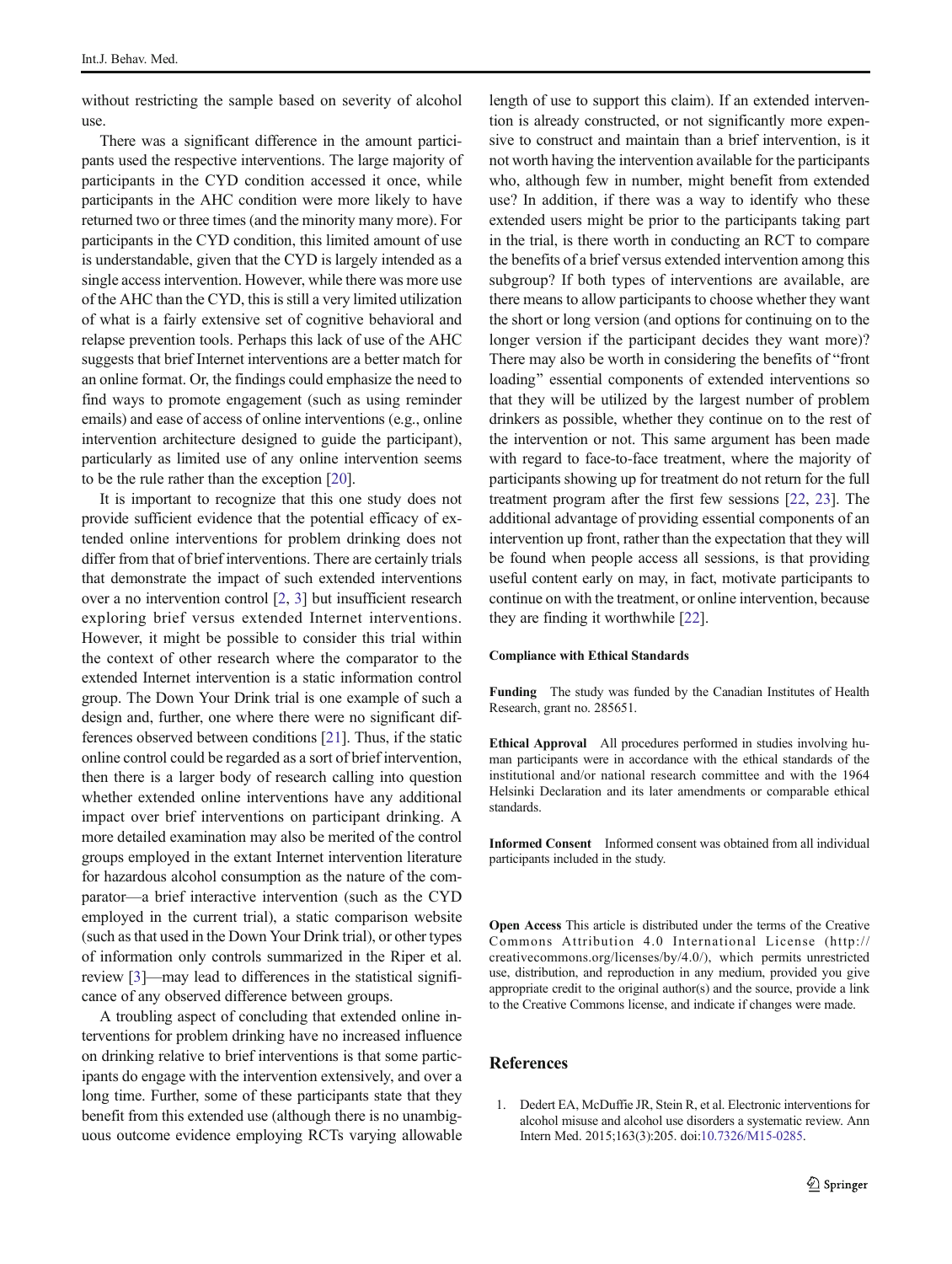without restricting the sample based on severity of alcohol use.

There was a significant difference in the amount participants used the respective interventions. The large majority of participants in the CYD condition accessed it once, while participants in the AHC condition were more likely to have returned two or three times (and the minority many more). For participants in the CYD condition, this limited amount of use is understandable, given that the CYD is largely intended as a single access intervention. However, while there was more use of the AHC than the CYD, this is still a very limited utilization of what is a fairly extensive set of cognitive behavioral and relapse prevention tools. Perhaps this lack of use of the AHC suggests that brief Internet interventions are a better match for an online format. Or, the findings could emphasize the need to find ways to promote engagement (such as using reminder emails) and ease of access of online interventions (e.g., online intervention architecture designed to guide the participant), particularly as limited use of any online intervention seems to be the rule rather than the exception [20].

It is important to recognize that this one study does not provide sufficient evidence that the potential efficacy of extended online interventions for problem drinking does not differ from that of brief interventions. There are certainly trials that demonstrate the impact of such extended interventions over a no intervention control [2, 3] but insufficient research exploring brief versus extended Internet interventions. However, it might be possible to consider this trial within the context of other research where the comparator to the extended Internet intervention is a static information control group. The Down Your Drink trial is one example of such a design and, further, one where there were no significant differences observed between conditions [21]. Thus, if the static online control could be regarded as a sort of brief intervention, then there is a larger body of research calling into question whether extended online interventions have any additional impact over brief interventions on participant drinking. A more detailed examination may also be merited of the control groups employed in the extant Internet intervention literature for hazardous alcohol consumption as the nature of the comparator—a brief interactive intervention (such as the CYD employed in the current trial), a static comparison website (such as that used in the Down Your Drink trial), or other types of information only controls summarized in the Riper et al. review [3]—may lead to differences in the statistical significance of any observed difference between groups.

A troubling aspect of concluding that extended online interventions for problem drinking have no increased influence on drinking relative to brief interventions is that some participants do engage with the intervention extensively, and over a long time. Further, some of these participants state that they benefit from this extended use (although there is no unambiguous outcome evidence employing RCTs varying allowable length of use to support this claim). If an extended intervention is already constructed, or not significantly more expensive to construct and maintain than a brief intervention, is it not worth having the intervention available for the participants who, although few in number, might benefit from extended use? In addition, if there was a way to identify who these extended users might be prior to the participants taking part in the trial, is there worth in conducting an RCT to compare the benefits of a brief versus extended intervention among this subgroup? If both types of interventions are available, are there means to allow participants to choose whether they want the short or long version (and options for continuing on to the longer version if the participant decides they want more)? There may also be worth in considering the benefits of "front loading" essential components of extended interventions so that they will be utilized by the largest number of problem drinkers as possible, whether they continue on to the rest of the intervention or not. This same argument has been made with regard to face-to-face treatment, where the majority of participants showing up for treatment do not return for the full treatment program after the first few sessions [22, 23]. The additional advantage of providing essential components of an intervention up front, rather than the expectation that they will be found when people access all sessions, is that providing useful content early on may, in fact, motivate participants to continue on with the treatment, or online intervention, because they are finding it worthwhile [22].

**Compliance with Ethical Standards**

**Funding** The study was funded by the Canadian Institutes of Health Research, grant no. 285651.

**Ethical Approval** All procedures performed in studies involving human participants were in accordance with the ethical standards of the institutional and/or national research committee and with the 1964 Helsinki Declaration and its later amendments or comparable ethical standards.

**Informed Consent** Informed consent was obtained from all individual participants included in the study.

**Open Access** This article is distributed under the terms of the Creative Commons Attribution 4.0 International License (http://creativecommons.org/licenses/by/4.0/), which permits unrestricted use, distribution, and reproduction in any medium, provided you give appropriate credit to the original author(s) and the source, provide a link to the Creative Commons license, and indicate if changes were made.

## References

1. Dedert EA, McDuffie JR, Stein R, et al. Electronic interventions for alcohol misuse and alcohol use disorders a systematic review. Ann Intern Med. 2015;163(3):205. doi:10.7326/M15-0285.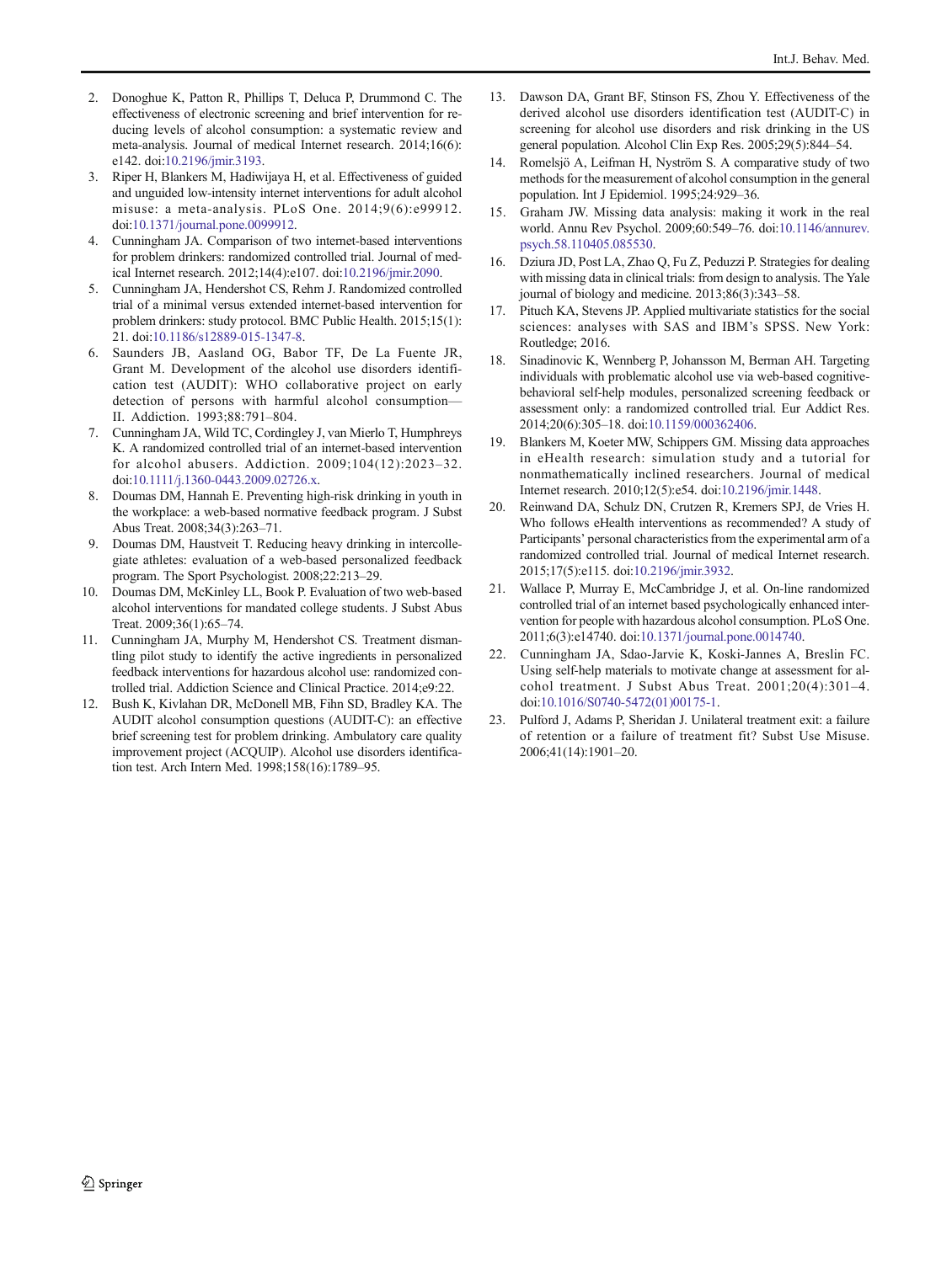2. Donoghue K, Patton R, Phillips T, Deluca P, Drummond C. The effectiveness of electronic screening and brief intervention for reducing levels of alcohol consumption: a systematic review and meta-analysis. Journal of medical Internet research. 2014;16(6): e142. doi:10.2196/jmir.3193.
3. Riper H, Blankers M, Hadiwijaya H, et al. Effectiveness of guided and unguided low-intensity internet interventions for adult alcohol misuse: a meta-analysis. PLoS One. 2014;9(6):e99912. doi:10.1371/journal.pone.0099912.
4. Cunningham JA. Comparison of two internet-based interventions for problem drinkers: randomized controlled trial. Journal of medical Internet research. 2012;14(4):e107. doi:10.2196/jmir.2090.
5. Cunningham JA, Hendershot CS, Rehm J. Randomized controlled trial of a minimal versus extended internet-based intervention for problem drinkers: study protocol. BMC Public Health. 2015;15(1): 21. doi:10.1186/s12889-015-1347-8.
6. Saunders JB, Aasland OG, Babor TF, De La Fuente JR, Grant M. Development of the alcohol use disorders identification test (AUDIT): WHO collaborative project on early detection of persons with harmful alcohol consumption—II. Addiction. 1993;88:791–804.
7. Cunningham JA, Wild TC, Cordingley J, van Mierlo T, Humphreys K. A randomized controlled trial of an internet-based intervention for alcohol abusers. Addiction. 2009;104(12):2023–32. doi:10.1111/j.1360-0443.2009.02726.x.
8. Doumas DM, Hannah E. Preventing high-risk drinking in youth in the workplace: a web-based normative feedback program. J Subst Abus Treat. 2008;34(3):263–71.
9. Doumas DM, Haustveit T. Reducing heavy drinking in intercollegiate athletes: evaluation of a web-based personalized feedback program. The Sport Psychologist. 2008;22:213–29.
10. Doumas DM, McKinley LL, Book P. Evaluation of two web-based alcohol interventions for mandated college students. J Subst Abus Treat. 2009;36(1):65–74.
11. Cunningham JA, Murphy M, Hendershot CS. Treatment dismantling pilot study to identify the active ingredients in personalized feedback interventions for hazardous alcohol use: randomized controlled trial. Addiction Science and Clinical Practice. 2014;e9:22.
12. Bush K, Kivlahan DR, McDonell MB, Fihn SD, Bradley KA. The AUDIT alcohol consumption questions (AUDIT-C): an effective brief screening test for problem drinking. Ambulatory care quality improvement project (ACQUIP). Alcohol use disorders identification test. Arch Intern Med. 1998;158(16):1789–95.
13. Dawson DA, Grant BF, Stinson FS, Zhou Y. Effectiveness of the derived alcohol use disorders identification test (AUDIT-C) in screening for alcohol use disorders and risk drinking in the US general population. Alcohol Clin Exp Res. 2005;29(5):844–54.
14. Romelsjö A, Leifman H, Nyström S. A comparative study of two methods for the measurement of alcohol consumption in the general population. Int J Epidemiol. 1995;24:929–36.
15. Graham JW. Missing data analysis: making it work in the real world. Annu Rev Psychol. 2009;60:549–76. doi:10.1146/annurev.psych.58.110405.085530.
16. Dziura JD, Post LA, Zhao Q, Fu Z, Peduzzi P. Strategies for dealing with missing data in clinical trials: from design to analysis. The Yale journal of biology and medicine. 2013;86(3):343–58.
17. Pituch KA, Stevens JP. Applied multivariate statistics for the social sciences: analyses with SAS and IBM's SPSS. New York: Routledge; 2016.
18. Sinadinovic K, Wennberg P, Johansson M, Berman AH. Targeting individuals with problematic alcohol use via web-based cognitive-behavioral self-help modules, personalized screening feedback or assessment only: a randomized controlled trial. Eur Addict Res. 2014;20(6):305–18. doi:10.1159/000362406.
19. Blankers M, Koeter MW, Schippers GM. Missing data approaches in eHealth research: simulation study and a tutorial for nonmathematically inclined researchers. Journal of medical Internet research. 2010;12(5):e54. doi:10.2196/jmir.1448.
20. Reinwand DA, Schulz DN, Crutzen R, Kremers SPJ, de Vries H. Who follows eHealth interventions as recommended? A study of Participants' personal characteristics from the experimental arm of a randomized controlled trial. Journal of medical Internet research. 2015;17(5):e115. doi:10.2196/jmir.3932.
21. Wallace P, Murray E, McCambridge J, et al. On-line randomized controlled trial of an internet based psychologically enhanced intervention for people with hazardous alcohol consumption. PLoS One. 2011;6(3):e14740. doi:10.1371/journal.pone.0014740.
22. Cunningham JA, Sdao-Jarvie K, Koski-Jannes A, Breslin FC. Using self-help materials to motivate change at assessment for alcohol treatment. J Subst Abus Treat. 2001;20(4):301–4. doi:10.1016/S0740-5472(01)00175-1.
23. Pulford J, Adams P, Sheridan J. Unilateral treatment exit: a failure of retention or a failure of treatment fit? Subst Use Misuse. 2006;41(14):1901–20.